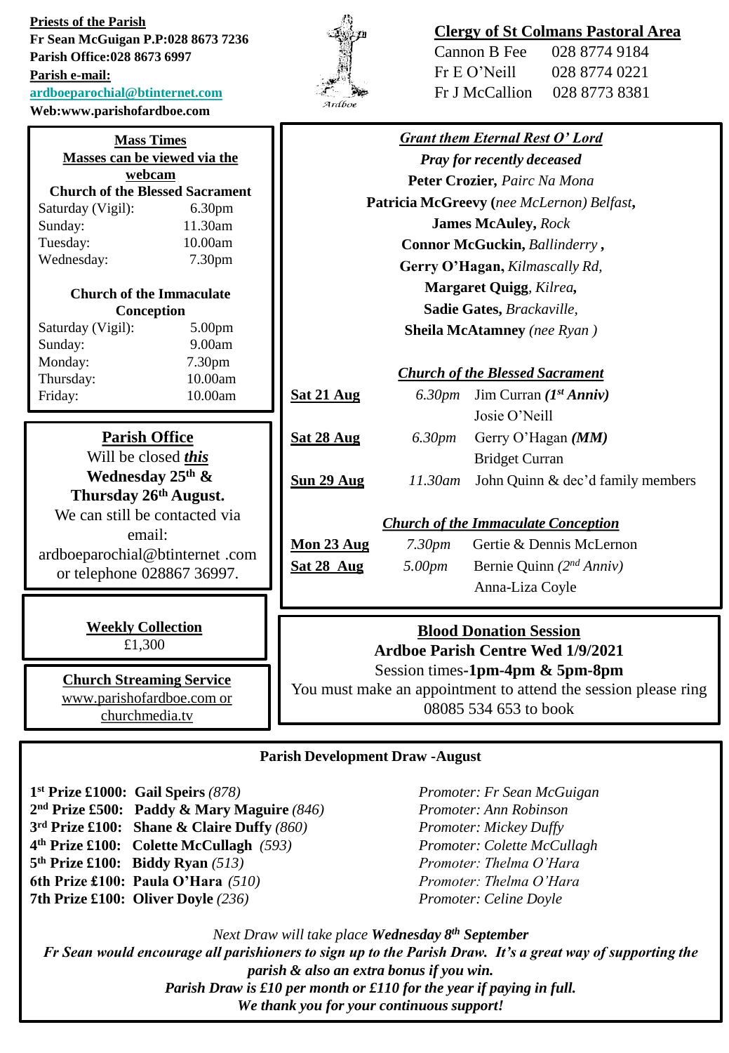**Priests of the Parish**
**Fr Sean McGuigan P.P:028 8673 7236**
**Parish Office:028 8673 6997**
**Parish e-mail:**
**ardboeparochial@btinternet.com**
**Web:www.parishofardboe.com**

Ardboe

**Clergy of St Colmans Pastoral Area**

| | |
|---|---|
| Cannon B Fee | 028 8774 9184 |
| Fr E O'Neill | 028 8774 0221 |
| Fr J McCallion | 028 8773 8381 |

**Mass Times**
**Masses can be viewed via the webcam**

**Church of the Blessed Sacrament**

| | |
|---|---|
| Saturday (Vigil): | 6.30pm |
| Sunday: | 11.30am |
| Tuesday: | 10.00am |
| Wednesday: | 7.30pm |

**Church of the Immaculate Conception**

| | |
|---|---|
| Saturday (Vigil): | 5.00pm |
| Sunday: | 9.00am |
| Monday: | 7.30pm |
| Thursday: | 10.00am |
| Friday: | 10.00am |

**Parish Office**
Will be closed ***this*** **Wednesday 25th & Thursday 26th August.**
We can still be contacted via email: ardboeparochial@btinternet .com or telephone 028867 36997.

**Weekly Collection**
£1,300

**Church Streaming Service**
www.parishofardboe.com or churchmedia.tv

***Grant them Eternal Rest O' Lord***
***Pray for recently deceased***
**Peter Crozier,** *Pairc Na Mona*
**Patricia McGreevy (***nee McLernon) Belfast***,**
**James McAuley,** *Rock*
**Connor McGuckin,** *Ballinderry* **,**
**Gerry O'Hagan,** *Kilmascally Rd,*
**Margaret Quigg***, Kilrea***,**
**Sadie Gates,** *Brackaville,*
**Sheila McAtamney** *(nee Ryan )*

***Church of the Blessed Sacrament***

| | | |
|---|---|---|
| **Sat 21 Aug** | *6.30pm* | Jim Curran ***(1st Anniv)*** |
| | | Josie O'Neill |
| **Sat 28 Aug** | *6.30pm* | Gerry O'Hagan ***(MM)*** |
| | | Bridget Curran |
| **Sun 29 Aug** | *11.30am* | John Quinn & dec'd family members |

***Church of the Immaculate Conception***

| | | |
|---|---|---|
| **Mon 23 Aug** | *7.30pm* | Gertie & Dennis McLernon |
| **Sat 28 Aug** | *5.00pm* | Bernie Quinn *(2nd Anniv)* |
| | | Anna-Liza Coyle |

**Blood Donation Session**
**Ardboe Parish Centre Wed 1/9/2021**
Session times-**1pm-4pm & 5pm-8pm**
You must make an appointment to attend the session please ring 08085 534 653 to book

**Parish Development Draw -August**

| | |
|---|---|
| **1st Prize £1000: Gail Speirs** *(878)* | *Promoter: Fr Sean McGuigan* |
| **2nd Prize £500: Paddy & Mary Maguire** *(846)* | *Promoter: Ann Robinson* |
| **3rd Prize £100: Shane & Claire Duffy** *(860)* | *Promoter: Mickey Duffy* |
| **4th Prize £100: Colette McCullagh** *(593)* | *Promoter: Colette McCullagh* |
| **5th Prize £100: Biddy Ryan** *(513)* | *Promoter: Thelma O'Hara* |
| **6th Prize £100: Paula O'Hara** *(510)* | *Promoter: Thelma O'Hara* |
| **7th Prize £100: Oliver Doyle** *(236)* | *Promoter: Celine Doyle* |

*Next Draw will take place* ***Wednesday 8th September***
***Fr Sean would encourage all parishioners to sign up to the Parish Draw. It's a great way of supporting the parish & also an extra bonus if you win.***
***Parish Draw is £10 per month or £110 for the year if paying in full.***
***We thank you for your continuous support!***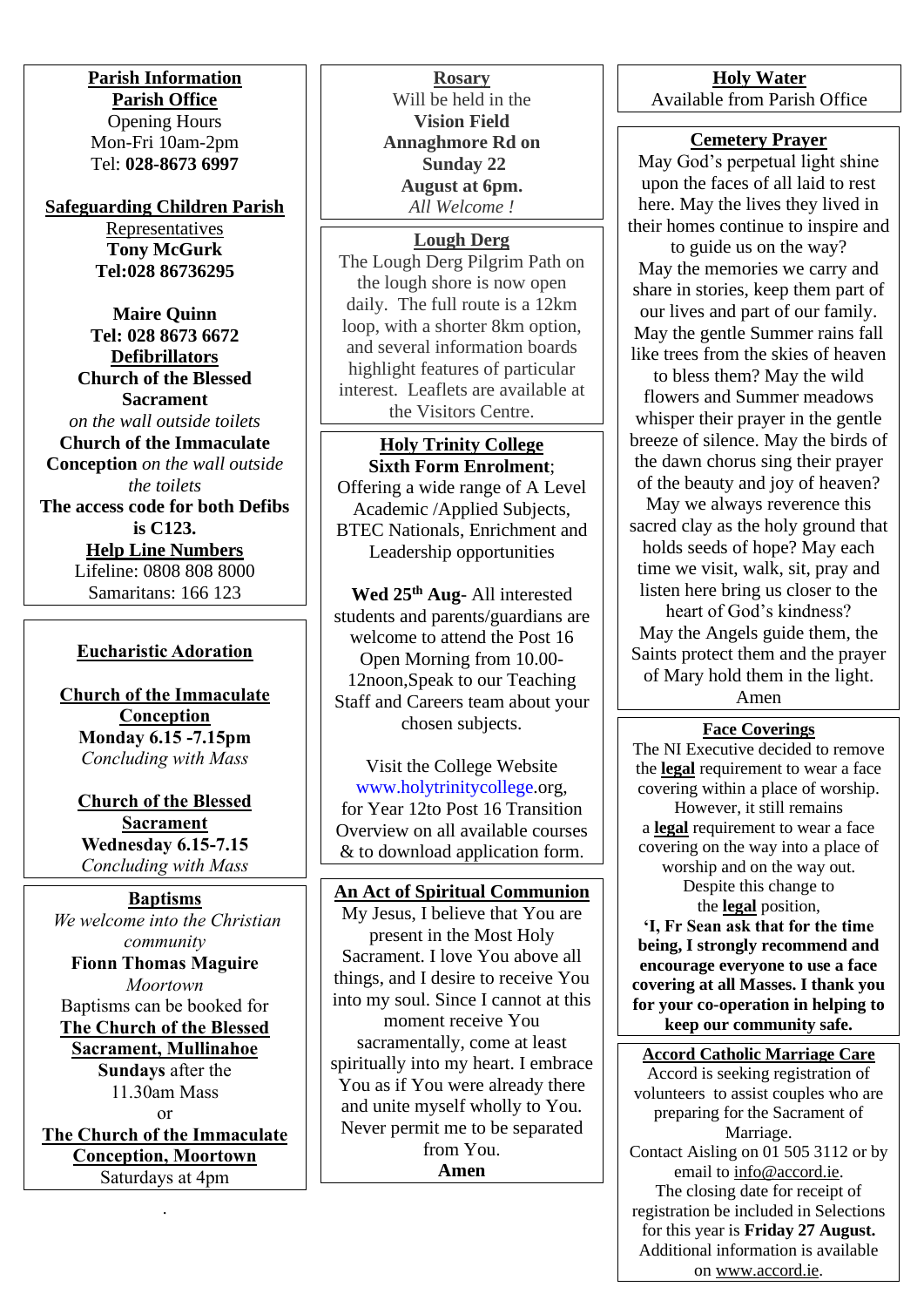## Parish Information

**Parish Office**

Opening Hours
Mon-Fri 10am-2pm
Tel: **028-8673 6997**

**Safeguarding Children Parish**
Representatives
**Tony McGurk**
**Tel:028 86736295**

**Maire Quinn**
**Tel: 028 8673 6672**

**Defibrillators**

**Church of the Blessed Sacrament** *on the wall outside toilets*
**Church of the Immaculate Conception** *on the wall outside the toilets*
**The access code for both Defibs is C123.**

**Help Line Numbers**

Lifeline: 0808 808 8000
Samaritans: 166 123

## Eucharistic Adoration

**Church of the Immaculate Conception**
**Monday 6.15 -7.15pm**
*Concluding with Mass*

**Church of the Blessed Sacrament**
**Wednesday 6.15-7.15**
*Concluding with Mass*

## Baptisms

*We welcome into the Christian community*
**Fionn Thomas Maguire**
*Moortown*

Baptisms can be booked for **The Church of the Blessed Sacrament, Mullinahoe** **Sundays** after the 11.30am Mass
or
**The Church of the Immaculate Conception, Moortown** Saturdays at 4pm

.

## Rosary

Will be held in the **Vision Field Annaghmore Rd on Sunday 22 August at 6pm.**
*All Welcome !*

## Lough Derg

The Lough Derg Pilgrim Path on the lough shore is now open daily. The full route is a 12km loop, with a shorter 8km option, and several information boards highlight features of particular interest. Leaflets are available at the Visitors Centre.

## Holy Trinity College

**Sixth Form Enrolment**; Offering a wide range of A Level Academic /Applied Subjects, BTEC Nationals, Enrichment and Leadership opportunities

**Wed 25th Aug**- All interested students and parents/guardians are welcome to attend the Post 16 Open Morning from 10.00-12noon,Speak to our Teaching Staff and Careers team about your chosen subjects.

Visit the College Website www.holytrinitycollege.org, for Year 12to Post 16 Transition Overview on all available courses & to download application form.

## An Act of Spiritual Communion

My Jesus, I believe that You are present in the Most Holy Sacrament. I love You above all things, and I desire to receive You into my soul. Since I cannot at this moment receive You sacramentally, come at least spiritually into my heart. I embrace You as if You were already there and unite myself wholly to You. Never permit me to be separated from You.
**Amen**

## Holy Water

Available from Parish Office

## Cemetery Prayer

May God's perpetual light shine upon the faces of all laid to rest here. May the lives they lived in their homes continue to inspire and to guide us on the way?
May the memories we carry and share in stories, keep them part of our lives and part of our family. May the gentle Summer rains fall like trees from the skies of heaven to bless them? May the wild flowers and Summer meadows whisper their prayer in the gentle breeze of silence. May the birds of the dawn chorus sing their prayer of the beauty and joy of heaven?
May we always reverence this sacred clay as the holy ground that holds seeds of hope? May each time we visit, walk, sit, pray and listen here bring us closer to the heart of God's kindness?
May the Angels guide them, the Saints protect them and the prayer of Mary hold them in the light.
Amen

## Face Coverings

The NI Executive decided to remove the **legal** requirement to wear a face covering within a place of worship. However, it still remains a **legal** requirement to wear a face covering on the way into a place of worship and on the way out. Despite this change to the **legal** position,
**'I, Fr Sean ask that for the time being, I strongly recommend and encourage everyone to use a face covering at all Masses. I thank you for your co-operation in helping to keep our community safe.**

## Accord Catholic Marriage Care

Accord is seeking registration of volunteers to assist couples who are preparing for the Sacrament of Marriage.
Contact Aisling on 01 505 3112 or by email to info@accord.ie.
The closing date for receipt of registration be included in Selections for this year is **Friday 27 August.**
Additional information is available on www.accord.ie.